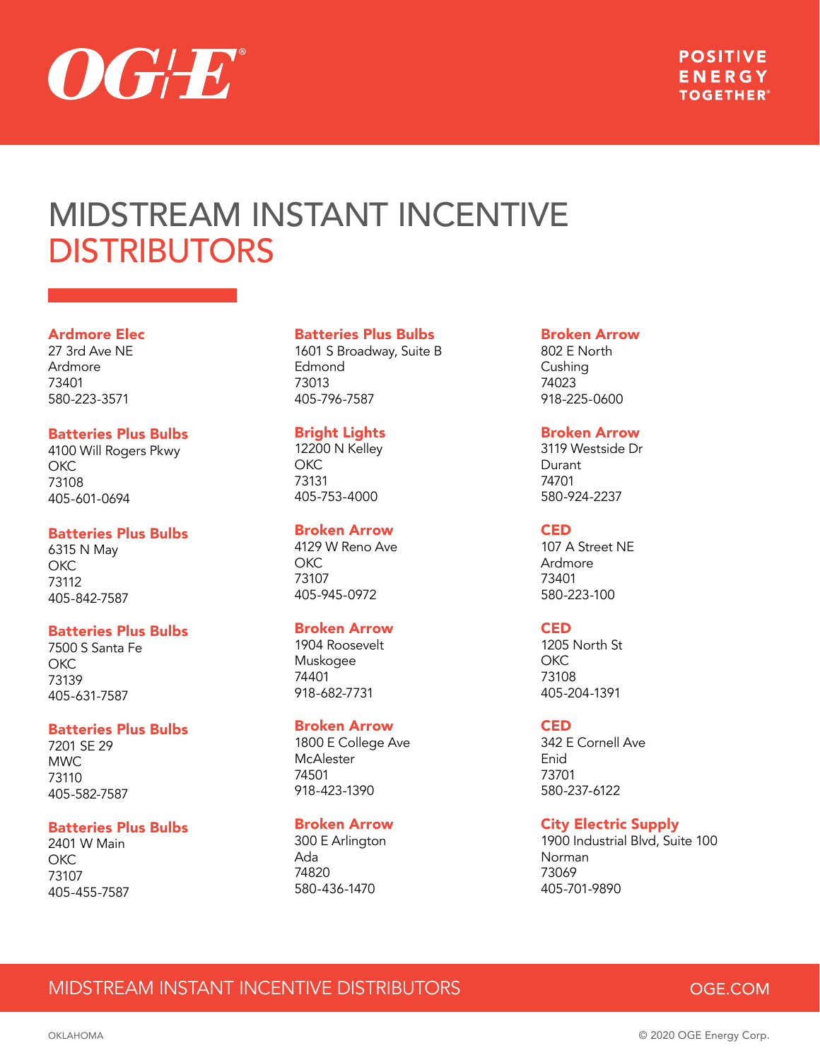# MIDSTREAM INSTANT INCENTIVE DISTRIBUTORS

**Ardmore Elec**
27 3rd Ave NE
Ardmore
73401
580-223-3571

**Batteries Plus Bulbs**
4100 Will Rogers Pkwy
OKC
73108
405-601-0694

**Batteries Plus Bulbs**
6315 N May
OKC
73112
405-842-7587

**Batteries Plus Bulbs**
7500 S Santa Fe
OKC
73139
405-631-7587

**Batteries Plus Bulbs**
7201 SE 29
MWC
73110
405-582-7587

**Batteries Plus Bulbs**
2401 W Main
OKC
73107
405-455-7587

**Batteries Plus Bulbs**
1601 S Broadway, Suite B
Edmond
73013
405-796-7587

**Bright Lights**
12200 N Kelley
OKC
73131
405-753-4000

**Broken Arrow**
4129 W Reno Ave
OKC
73107
405-945-0972

**Broken Arrow**
1904 Roosevelt
Muskogee
74401
918-682-7731

**Broken Arrow**
1800 E College Ave
McAlester
74501
918-423-1390

**Broken Arrow**
300 E Arlington
Ada
74820
580-436-1470

**Broken Arrow**
802 E North
Cushing
74023
918-225-0600

**Broken Arrow**
3119 Westside Dr
Durant
74701
580-924-2237

**CED**
107 A Street NE
Ardmore
73401
580-223-100

**CED**
1205 North St
OKC
73108
405-204-1391

**CED**
342 E Cornell Ave
Enid
73701
580-237-6122

**City Electric Supply**
1900 Industrial Blvd, Suite 100
Norman
73069
405-701-9890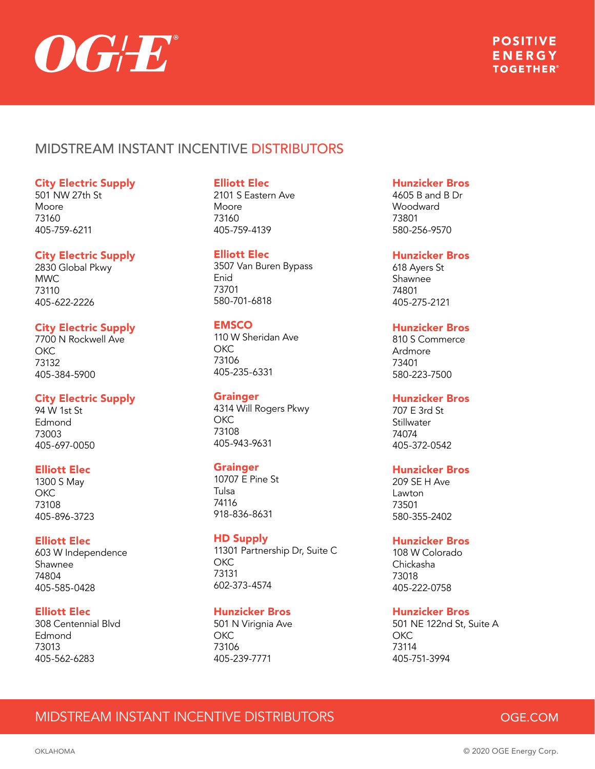# MIDSTREAM INSTANT INCENTIVE DISTRIBUTORS

**City Electric Supply**
501 NW 27th St
Moore
73160
405-759-6211

**City Electric Supply**
2830 Global Pkwy
MWC
73110
405-622-2226

**City Electric Supply**
7700 N Rockwell Ave
OKC
73132
405-384-5900

**City Electric Supply**
94 W 1st St
Edmond
73003
405-697-0050

**Elliott Elec**
1300 S May
OKC
73108
405-896-3723

**Elliott Elec**
603 W Independence
Shawnee
74804
405-585-0428

**Elliott Elec**
308 Centennial Blvd
Edmond
73013
405-562-6283

**Elliott Elec**
2101 S Eastern Ave
Moore
73160
405-759-4139

**Elliott Elec**
3507 Van Buren Bypass
Enid
73701
580-701-6818

**EMSCO**
110 W Sheridan Ave
OKC
73106
405-235-6331

**Graingerr**
4314 Will Rogers Pkwy
OKC
73108
405-943-9631

**Grainger**
10707 E Pine St
Tulsa
74116
918-836-8631

**HD Supply**
11301 Partnership Dr, Suite C
OKC
73131
602-373-4574

**Hunzicker Bros**
501 N Virignia Ave
OKC
73106
405-239-7771

**Hunzicker Bros**
4605 B and B Dr
Woodward
73801
580-256-9570

**Hunzicker Bros**
618 Ayers St
Shawnee
74801
405-275-2121

**Hunzicker Bros**
810 S Commerce
Ardmore
73401
580-223-7500

**Hunzicker Bros**
707 E 3rd St
Stillwater
74074
405-372-0542

**Hunzicker Bros**
209 SE H Ave
Lawton
73501
580-355-2402

**Hunzicker Bros**
108 W Colorado
Chickasha
73018
405-222-0758

**Hunzicker Bros**
501 NE 122nd St, Suite A
OKC
73114
405-751-3994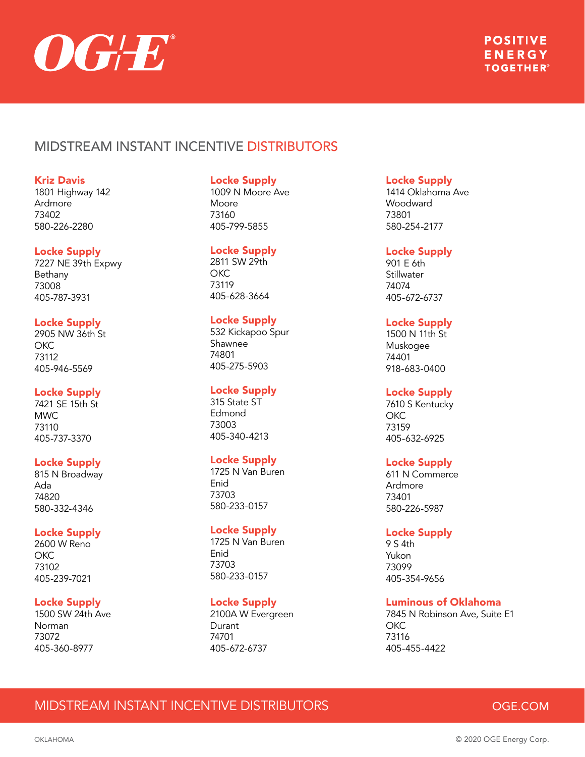OG+E

POSITIVE ENERGY TOGETHER®

# MIDSTREAM INSTANT INCENTIVE DISTRIBUTORS

**Kriz Davis**
1801 Highway 142
Ardmore
73402
580-226-2280

**Locke Supply**
7227 NE 39th Expwy
Bethany
73008
405-787-3931

**Locke Supply**
2905 NW 36th St
OKC
73112
405-946-5569

**Locke Supply**
7421 SE 15th St
MWC
73110
405-737-3370

**Locke Supply**
815 N Broadway
Ada
74820
580-332-4346

**Locke Supply**
2600 W Reno
OKC
73102
405-239-7021

**Locke Supply**
1500 SW 24th Ave
Norman
73072
405-360-8977

**Locke Supply**
1009 N Moore Ave
Moore
73160
405-799-5855

**Locke Supply**
2811 SW 29th
OKC
73119
405-628-3664

**Locke Supply**
532 Kickapoo Spur
Shawnee
74801
405-275-5903

**Locke Supply**
315 State ST
Edmond
73003
405-340-4213

**Locke Supply**
1725 N Van Buren
Enid
73703
580-233-0157

**Locke Supply**
1725 N Van Buren
Enid
73703
580-233-0157

**Locke Supply**
2100A W Evergreen
Durant
74701
405-672-6737

**Locke Supply**
1414 Oklahoma Ave
Woodward
73801
580-254-2177

**Locke Supply**
901 E 6th
Stillwater
74074
405-672-6737

**Locke Supply**
1500 N 11th St
Muskogee
74401
918-683-0400

**Locke Supply**
7610 S Kentucky
OKC
73159
405-632-6925

**Locke Supply**
611 N Commerce
Ardmore
73401
580-226-5987

**Locke Supply**
9 S 4th
Yukon
73099
405-354-9656

**Luminous of Oklahoma**
7845 N Robinson Ave, Suite E1
OKC
73116
405-455-4422

MIDSTREAM INSTANT INCENTIVE DISTRIBUTORS — OGE.COM

OKLAHOMA — © 2020 OGE Energy Corp.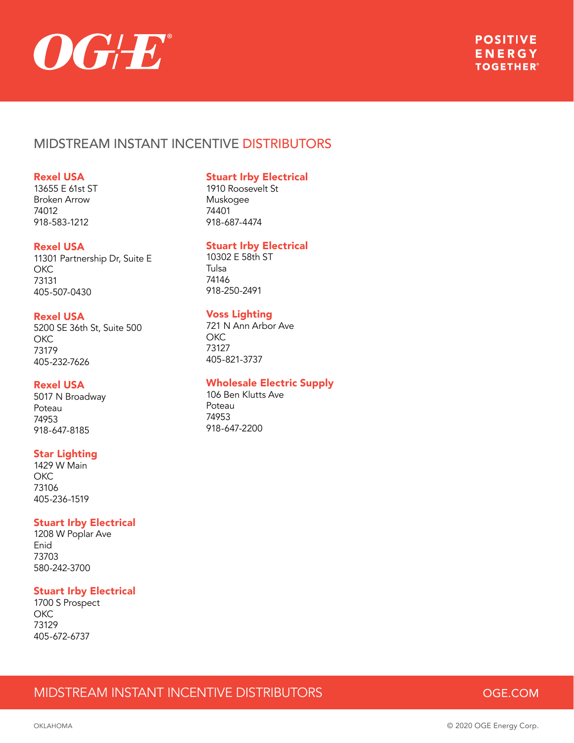# MIDSTREAM INSTANT INCENTIVE DISTRIBUTORS

**Rexel USA**
13655 E 61st ST
Broken Arrow
74012
918-583-1212

**Rexel USA**
11301 Partnership Dr, Suite E
OKC
73131
405-507-0430

**Rexel USA**
5200 SE 36th St, Suite 500
OKC
73179
405-232-7626

**Rexel USA**
5017 N Broadway
Poteau
74953
918-647-8185

**Star Lighting**
1429 W Main
OKC
73106
405-236-1519

**Stuart Irby Electrical**
1208 W Poplar Ave
Enid
73703
580-242-3700

**Stuart Irby Electrical**
1700 S Prospect
OKC
73129
405-672-6737

**Stuart Irby Electrical**
1910 Roosevelt St
Muskogee
74401
918-687-4474

**Stuart Irby Electrical**
10302 E 58th ST
Tulsa
74146
918-250-2491

**Voss Lighting**
721 N Ann Arbor Ave
OKC
73127
405-821-3737

**Wholesale Electric Supply**
106 Ben Klutts Ave
Poteau
74953
918-647-2200